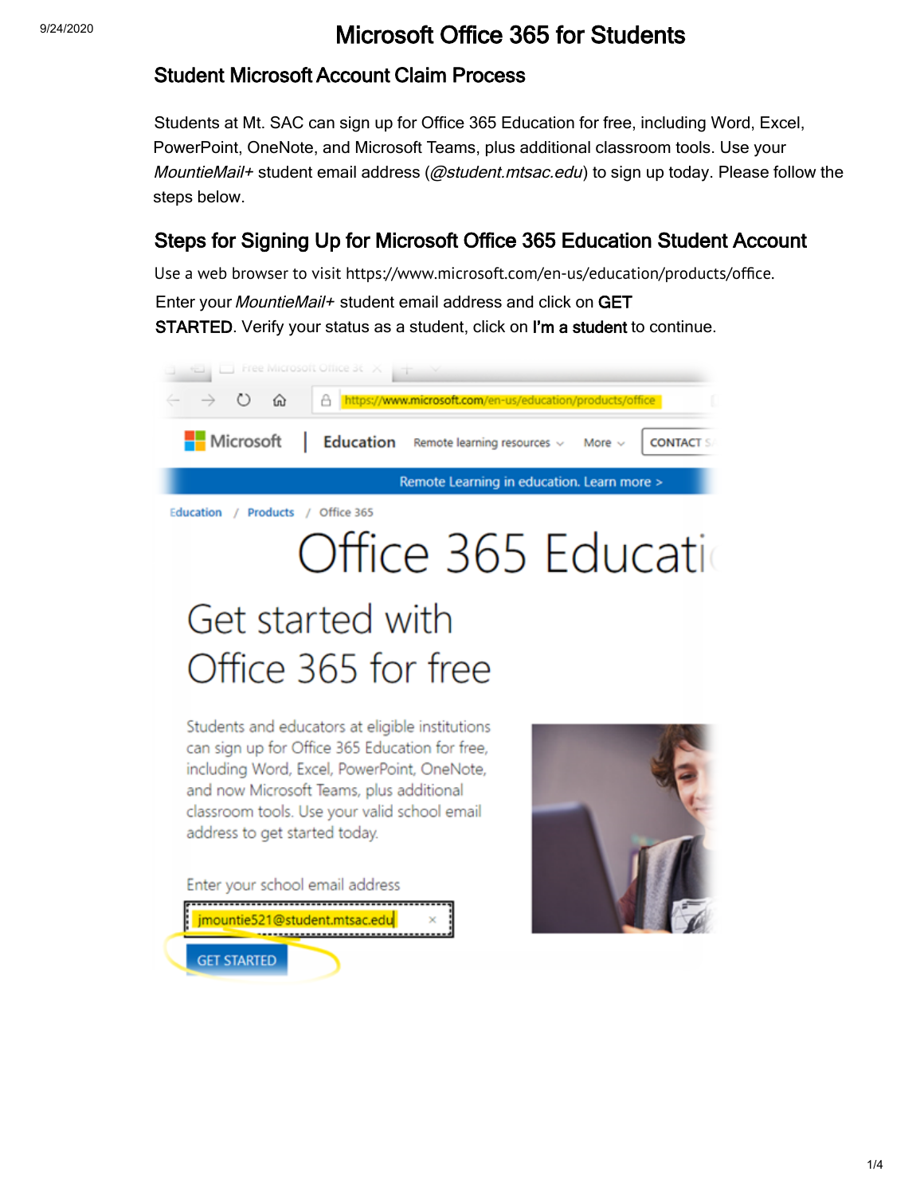# Microsoft Office 365 for Students

## Student Microsoft Account Claim Process

Students at Mt. SAC can sign up for Office 365 Education for free, including Word, Excel, PowerPoint, OneNote, and Microsoft Teams, plus additional classroom tools. Use your *MountieMail+* student email address (*@student.mtsac.edu*) to sign up today. Please follow the steps below.

## Steps for Signing Up for Microsoft Office 365 Education Student Account

Use a web browser to visit https://www.microsoft.com/en-us/education/products/office.

Enter your *MountieMail+* student email address and click on **GET STARTED**. Verify your status as a student, click on **I'm a student** to continue.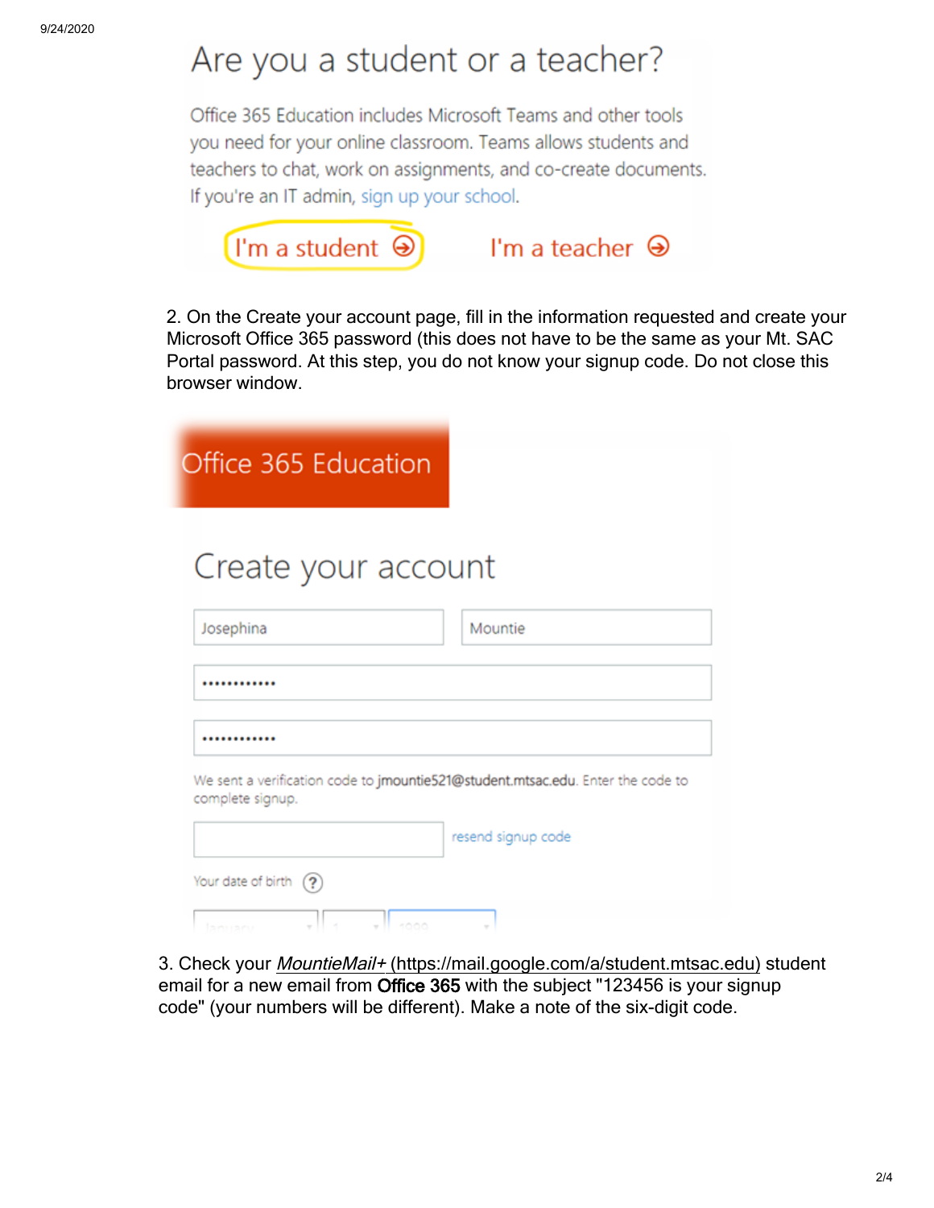Are you a student or a teacher?

Office 365 Education includes Microsoft Teams and other tools you need for your online classroom. Teams allows students and teachers to chat, work on assignments, and co-create documents. If you're an IT admin, sign up your school.

I'm a student ⊖ I'm a teacher ⊖

2. On the Create your account page, fill in the information requested and create your Microsoft Office 365 password (this does not have to be the same as your Mt. SAC Portal password. At this step, you do not know your signup code. Do not close this browser window.

Office 365 Education

Create your account

Josephina Mountie

••••••••••••

••••••••••••

We sent a verification code to jmountie521@student.mtsac.edu. Enter the code to complete signup.

resend signup code

Your date of birth ?

3. Check your *MountieMail+* (https://mail.google.com/a/student.mtsac.edu) student email for a new email from Office 365 with the subject "123456 is your signup code" (your numbers will be different). Make a note of the six-digit code.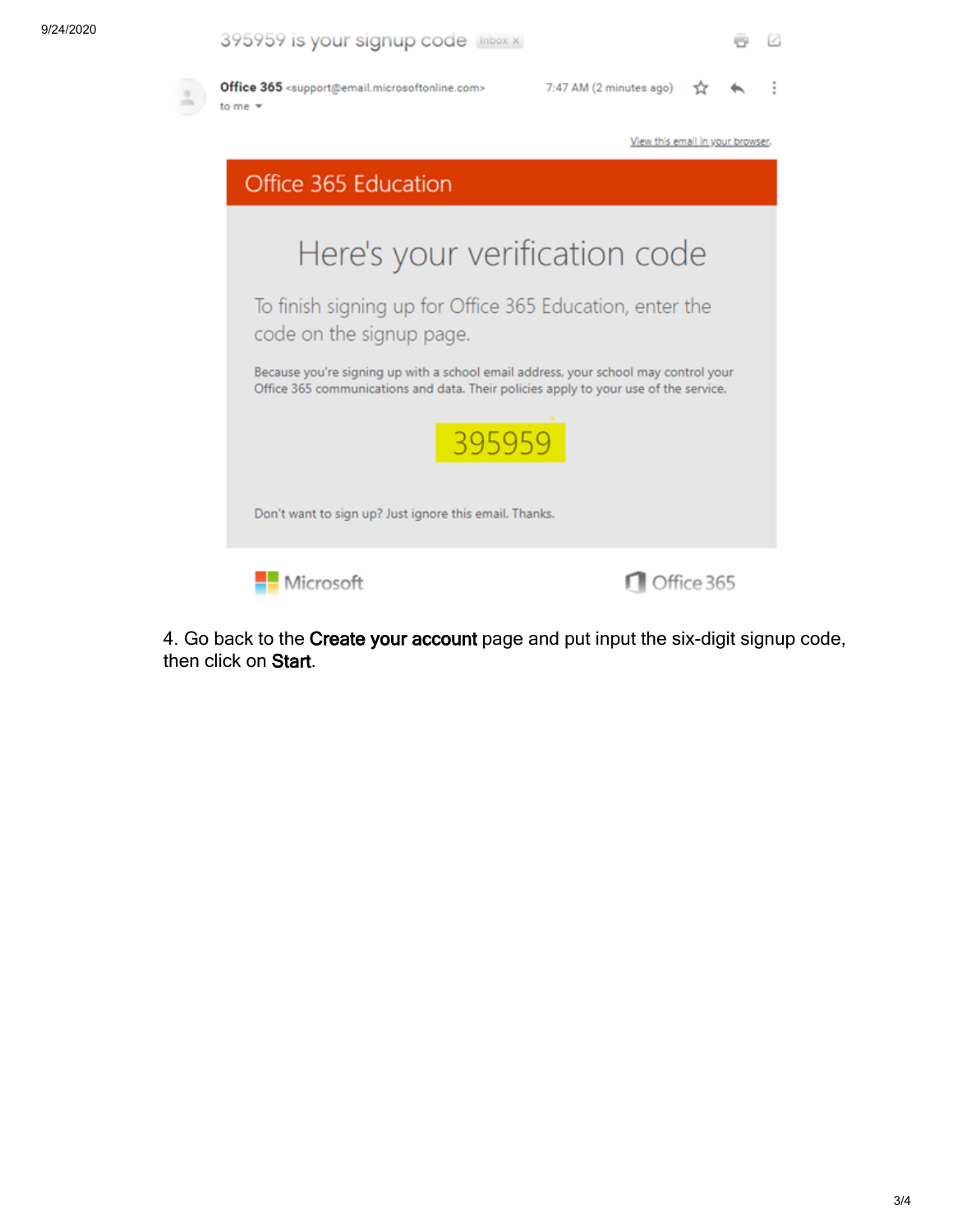395959 is your signup code Inbox ×

**Office 365** <support@email.microsoftonline.com>
to me

7:47 AM (2 minutes ago)

View this email in your browser.

Office 365 Education

Here's your verification code

To finish signing up for Office 365 Education, enter the code on the signup page.

Because you're signing up with a school email address, your school may control your Office 365 communications and data. Their policies apply to your use of the service.

395959

Don't want to sign up? Just ignore this email. Thanks.

Microsoft Office 365

4. Go back to the **Create your account** page and put input the six-digit signup code, then click on **Start**.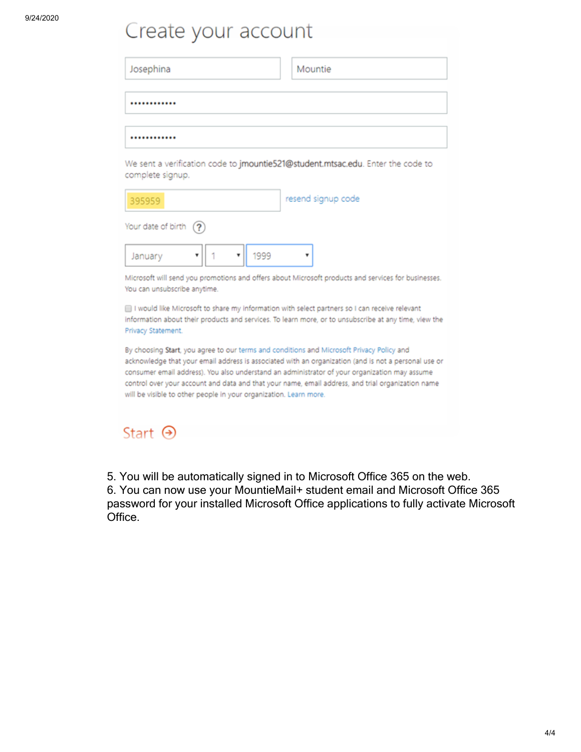# Create your account

Josephina

Mountie

••••••••••••

••••••••••••

We sent a verification code to **jmountie521@student.mtsac.edu**. Enter the code to complete signup.

395959

resend signup code

Your date of birth ?

January | 1 | 1999

Microsoft will send you promotions and offers about Microsoft products and services for businesses. You can unsubscribe anytime.

☐ I would like Microsoft to share my information with select partners so I can receive relevant information about their products and services. To learn more, or to unsubscribe at any time, view the Privacy Statement.

By choosing **Start**, you agree to our terms and conditions and Microsoft Privacy Policy and acknowledge that your email address is associated with an organization (and is not a personal use or consumer email address). You also understand an administrator of your organization may assume control over your account and data and that your name, email address, and trial organization name will be visible to other people in your organization. Learn more.

Start

5. You will be automatically signed in to Microsoft Office 365 on the web.
6. You can now use your MountieMail+ student email and Microsoft Office 365 password for your installed Microsoft Office applications to fully activate Microsoft Office.